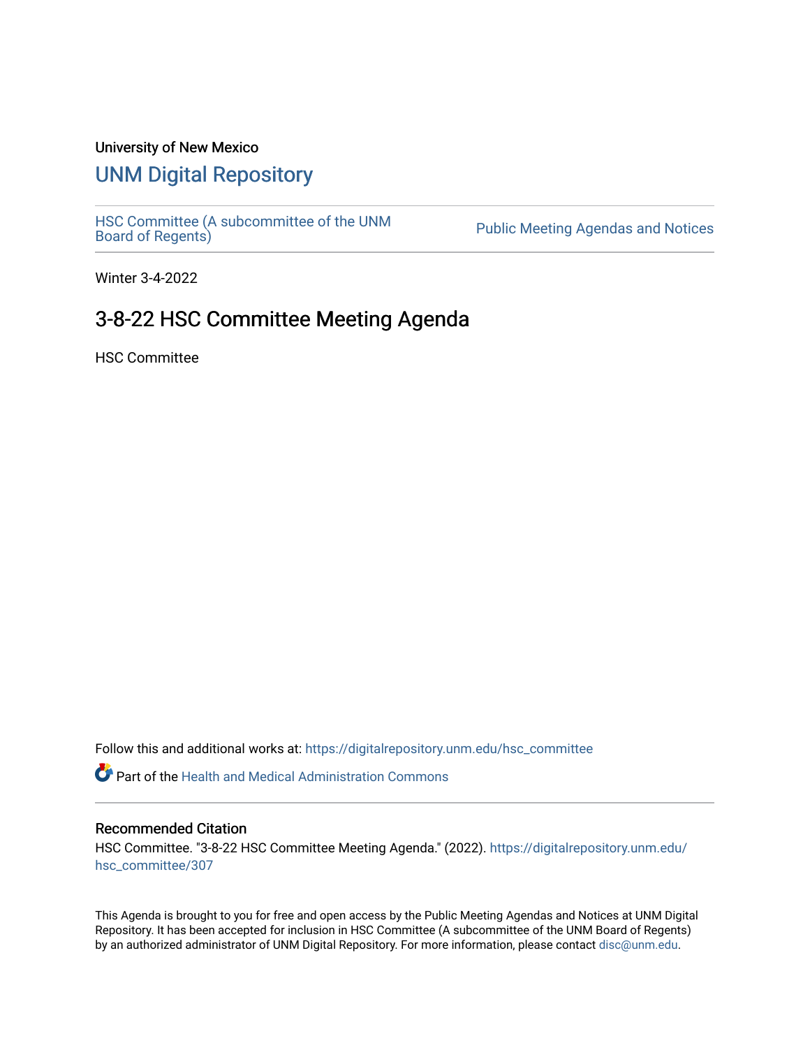University of New Mexico

# UNM Digital Repository

HSC Committee (A subcommittee of the UNM Board of Regents) | Public Meeting Agendas and Notices

Winter 3-4-2022

## 3-8-22 HSC Committee Meeting Agenda

HSC Committee

Follow this and additional works at: https://digitalrepository.unm.edu/hsc_committee

Part of the Health and Medical Administration Commons

### Recommended Citation

HSC Committee. "3-8-22 HSC Committee Meeting Agenda." (2022). https://digitalrepository.unm.edu/hsc_committee/307

This Agenda is brought to you for free and open access by the Public Meeting Agendas and Notices at UNM Digital Repository. It has been accepted for inclusion in HSC Committee (A subcommittee of the UNM Board of Regents) by an authorized administrator of UNM Digital Repository. For more information, please contact disc@unm.edu.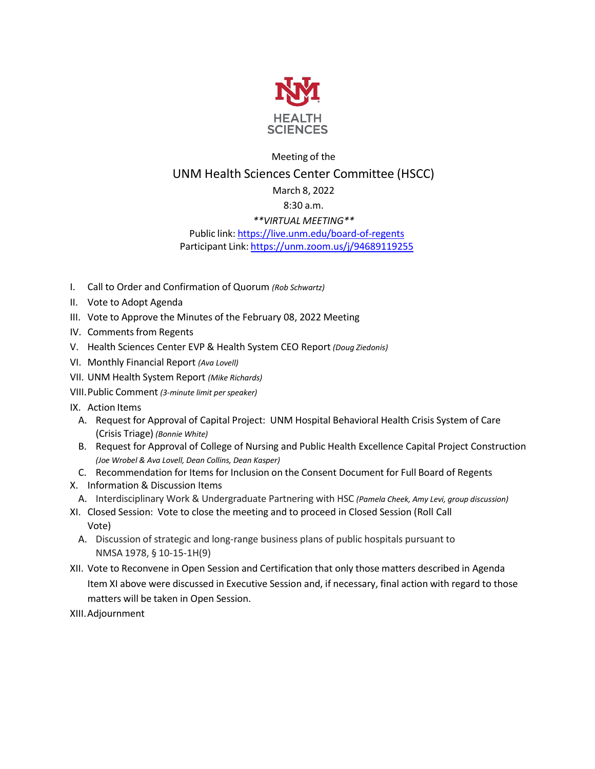NM HEALTH SCIENCES

Meeting of the

# UNM Health Sciences Center Committee (HSCC)

March 8, 2022

8:30 a.m.

*\*\*VIRTUAL MEETING\*\**

Public link: https://live.unm.edu/board-of-regents

Participant Link: https://unm.zoom.us/j/94689119255

I. Call to Order and Confirmation of Quorum *(Rob Schwartz)*

II. Vote to Adopt Agenda

III. Vote to Approve the Minutes of the February 08, 2022 Meeting

IV. Comments from Regents

V. Health Sciences Center EVP & Health System CEO Report *(Doug Ziedonis)*

VI. Monthly Financial Report *(Ava Lovell)*

VII. UNM Health System Report *(Mike Richards)*

VIII. Public Comment *(3-minute limit per speaker)*

IX. Action Items

- A. Request for Approval of Capital Project: UNM Hospital Behavioral Health Crisis System of Care (Crisis Triage) *(Bonnie White)*
- B. Request for Approval of College of Nursing and Public Health Excellence Capital Project Construction *(Joe Wrobel & Ava Lovell, Dean Collins, Dean Kasper)*
- C. Recommendation for Items for Inclusion on the Consent Document for Full Board of Regents

X. Information & Discussion Items

- A. Interdisciplinary Work & Undergraduate Partnering with HSC *(Pamela Cheek, Amy Levi, group discussion)*

XI. Closed Session: Vote to close the meeting and to proceed in Closed Session (Roll Call Vote)

- A. Discussion of strategic and long-range business plans of public hospitals pursuant to NMSA 1978, § 10-15-1H(9)

XII. Vote to Reconvene in Open Session and Certification that only those matters described in Agenda Item XI above were discussed in Executive Session and, if necessary, final action with regard to those matters will be taken in Open Session.

XIII. Adjournment